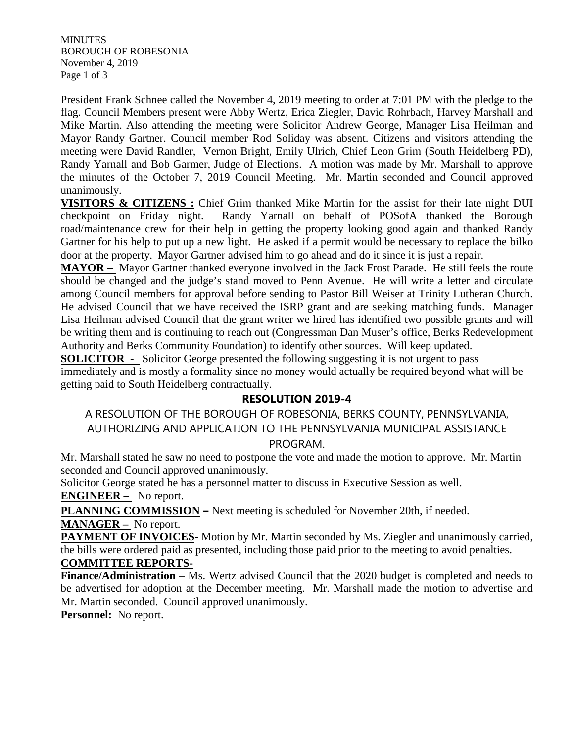MINUTES
BOROUGH OF ROBESONIA
November 4, 2019

President Frank Schnee called the November 4, 2019 meeting to order at 7:01 PM with the pledge to the flag. Council Members present were Abby Wertz, Erica Ziegler, David Rohrbach, Harvey Marshall and Mike Martin. Also attending the meeting were Solicitor Andrew George, Manager Lisa Heilman and Mayor Randy Gartner. Council member Rod Soliday was absent. Citizens and visitors attending the meeting were David Randler, Vernon Bright, Emily Ulrich, Chief Leon Grim (South Heidelberg PD), Randy Yarnall and Bob Garmer, Judge of Elections. A motion was made by Mr. Marshall to approve the minutes of the October 7, 2019 Council Meeting. Mr. Martin seconded and Council approved unanimously.

**VISITORS & CITIZENS :** Chief Grim thanked Mike Martin for the assist for their late night DUI checkpoint on Friday night. Randy Yarnall on behalf of POSofA thanked the Borough road/maintenance crew for their help in getting the property looking good again and thanked Randy Gartner for his help to put up a new light. He asked if a permit would be necessary to replace the bilko door at the property. Mayor Gartner advised him to go ahead and do it since it is just a repair.

**MAYOR –** Mayor Gartner thanked everyone involved in the Jack Frost Parade. He still feels the route should be changed and the judge's stand moved to Penn Avenue. He will write a letter and circulate among Council members for approval before sending to Pastor Bill Weiser at Trinity Lutheran Church. He advised Council that we have received the ISRP grant and are seeking matching funds. Manager Lisa Heilman advised Council that the grant writer we hired has identified two possible grants and will be writing them and is continuing to reach out (Congressman Dan Muser's office, Berks Redevelopment Authority and Berks Community Foundation) to identify other sources. Will keep updated.

**SOLICITOR -** Solicitor George presented the following suggesting it is not urgent to pass immediately and is mostly a formality since no money would actually be required beyond what will be getting paid to South Heidelberg contractually.

**RESOLUTION 2019-4**

A RESOLUTION OF THE BOROUGH OF ROBESONIA, BERKS COUNTY, PENNSYLVANIA, AUTHORIZING AND APPLICATION TO THE PENNSYLVANIA MUNICIPAL ASSISTANCE PROGRAM.

Mr. Marshall stated he saw no need to postpone the vote and made the motion to approve. Mr. Martin seconded and Council approved unanimously.

Solicitor George stated he has a personnel matter to discuss in Executive Session as well.

**ENGINEER –** No report.

**PLANNING COMMISSION –** Next meeting is scheduled for November 20th, if needed.

**MANAGER –** No report.

**PAYMENT OF INVOICES-** Motion by Mr. Martin seconded by Ms. Ziegler and unanimously carried, the bills were ordered paid as presented, including those paid prior to the meeting to avoid penalties.

**COMMITTEE REPORTS-**

**Finance/Administration** – Ms. Wertz advised Council that the 2020 budget is completed and needs to be advertised for adoption at the December meeting. Mr. Marshall made the motion to advertise and Mr. Martin seconded. Council approved unanimously.

**Personnel:** No report.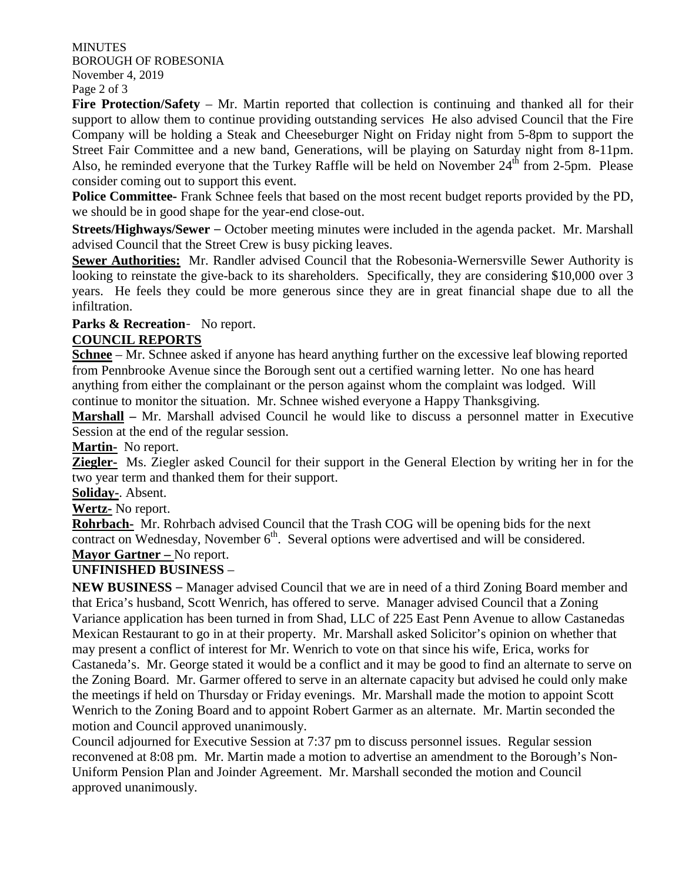**Fire Protection/Safety** – Mr. Martin reported that collection is continuing and thanked all for their support to allow them to continue providing outstanding services He also advised Council that the Fire Company will be holding a Steak and Cheeseburger Night on Friday night from 5-8pm to support the Street Fair Committee and a new band, Generations, will be playing on Saturday night from 8-11pm. Also, he reminded everyone that the Turkey Raffle will be held on November 24th from 2-5pm. Please consider coming out to support this event.

**Police Committee-** Frank Schnee feels that based on the most recent budget reports provided by the PD, we should be in good shape for the year-end close-out.

**Streets/Highways/Sewer** – October meeting minutes were included in the agenda packet. Mr. Marshall advised Council that the Street Crew is busy picking leaves.

**Sewer Authorities:** Mr. Randler advised Council that the Robesonia-Wernersville Sewer Authority is looking to reinstate the give-back to its shareholders. Specifically, they are considering $10,000 over 3 years. He feels they could be more generous since they are in great financial shape due to all the infiltration.

**Parks & Recreation**- No report.

**COUNCIL REPORTS**

**Schnee** – Mr. Schnee asked if anyone has heard anything further on the excessive leaf blowing reported from Pennbrooke Avenue since the Borough sent out a certified warning letter. No one has heard anything from either the complainant or the person against whom the complaint was lodged. Will continue to monitor the situation. Mr. Schnee wished everyone a Happy Thanksgiving.

**Marshall –** Mr. Marshall advised Council he would like to discuss a personnel matter in Executive Session at the end of the regular session.

**Martin-** No report.

**Ziegler-** Ms. Ziegler asked Council for their support in the General Election by writing her in for the two year term and thanked them for their support.

**Soliday-**. Absent.

**Wertz-** No report.

**Rohrbach-** Mr. Rohrbach advised Council that the Trash COG will be opening bids for the next contract on Wednesday, November 6th. Several options were advertised and will be considered.

**Mayor Gartner –** No report.

**UNFINISHED BUSINESS** –

**NEW BUSINESS** – Manager advised Council that we are in need of a third Zoning Board member and that Erica's husband, Scott Wenrich, has offered to serve. Manager advised Council that a Zoning Variance application has been turned in from Shad, LLC of 225 East Penn Avenue to allow Castanedas Mexican Restaurant to go in at their property. Mr. Marshall asked Solicitor's opinion on whether that may present a conflict of interest for Mr. Wenrich to vote on that since his wife, Erica, works for Castaneda's. Mr. George stated it would be a conflict and it may be good to find an alternate to serve on the Zoning Board. Mr. Garmer offered to serve in an alternate capacity but advised he could only make the meetings if held on Thursday or Friday evenings. Mr. Marshall made the motion to appoint Scott Wenrich to the Zoning Board and to appoint Robert Garmer as an alternate. Mr. Martin seconded the motion and Council approved unanimously.

Council adjourned for Executive Session at 7:37 pm to discuss personnel issues. Regular session reconvened at 8:08 pm. Mr. Martin made a motion to advertise an amendment to the Borough's Non-Uniform Pension Plan and Joinder Agreement. Mr. Marshall seconded the motion and Council approved unanimously.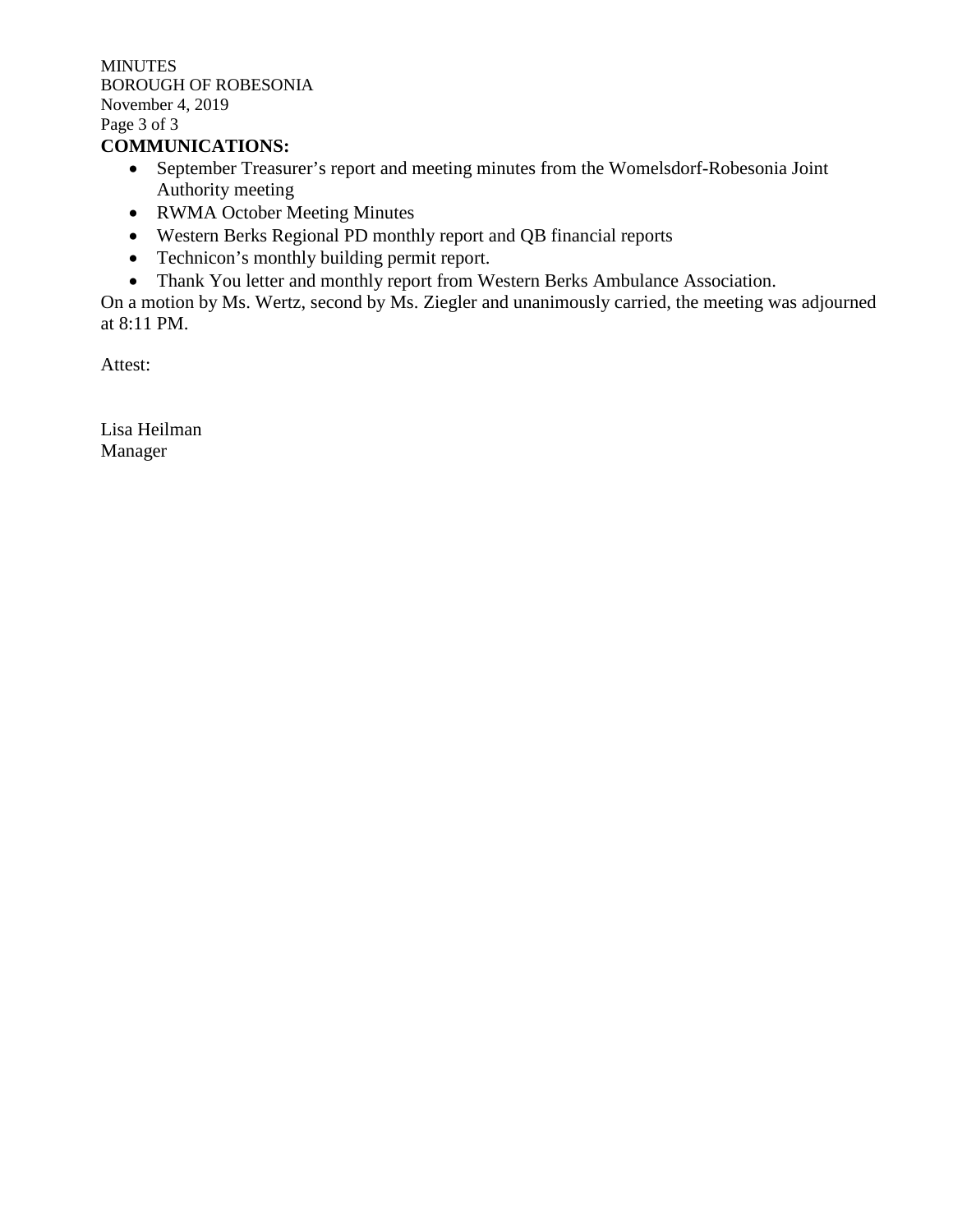**COMMUNICATIONS:**

- September Treasurer's report and meeting minutes from the Womelsdorf-Robesonia Joint Authority meeting
- RWMA October Meeting Minutes
- Western Berks Regional PD monthly report and QB financial reports
- Technicon's monthly building permit report.
- Thank You letter and monthly report from Western Berks Ambulance Association.

On a motion by Ms. Wertz, second by Ms. Ziegler and unanimously carried, the meeting was adjourned at 8:11 PM.

Attest:

Lisa Heilman
Manager